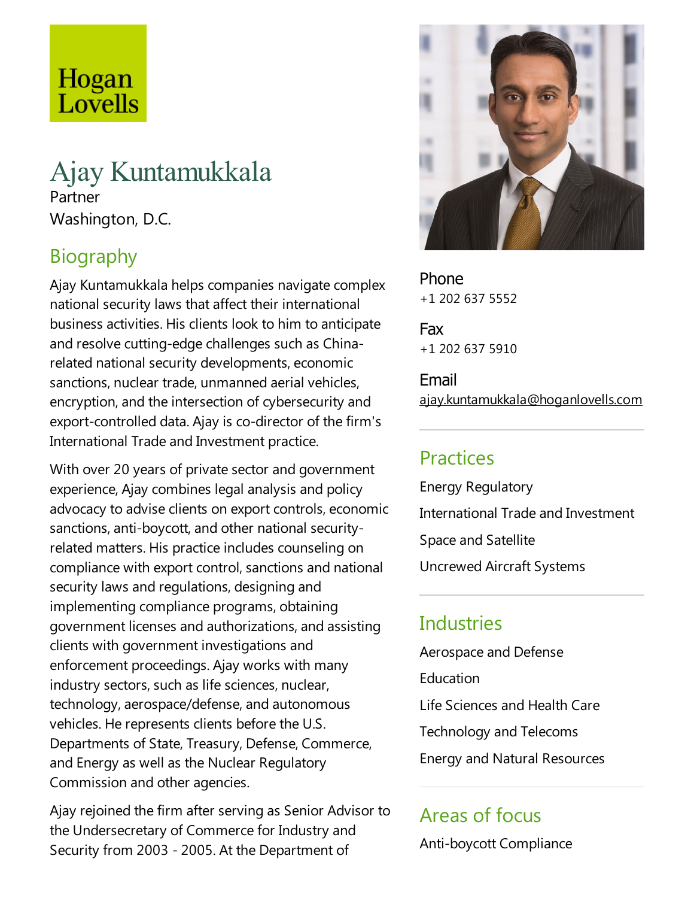Hogan Lovells

# Ajay Kuntamukkala

Partner

Washington, D.C.

## Biography

Ajay Kuntamukkala helps companies navigate complex national security laws that affect their international business activities. His clients look to him to anticipate and resolve cutting-edge challenges such as China-related national security developments, economic sanctions, nuclear trade, unmanned aerial vehicles, encryption, and the intersection of cybersecurity and export-controlled data. Ajay is co-director of the firm's International Trade and Investment practice.

With over 20 years of private sector and government experience, Ajay combines legal analysis and policy advocacy to advise clients on export controls, economic sanctions, anti-boycott, and other national security-related matters. His practice includes counseling on compliance with export control, sanctions and national security laws and regulations, designing and implementing compliance programs, obtaining government licenses and authorizations, and assisting clients with government investigations and enforcement proceedings. Ajay works with many industry sectors, such as life sciences, nuclear, technology, aerospace/defense, and autonomous vehicles. He represents clients before the U.S. Departments of State, Treasury, Defense, Commerce, and Energy as well as the Nuclear Regulatory Commission and other agencies.

Ajay rejoined the firm after serving as Senior Advisor to the Undersecretary of Commerce for Industry and Security from 2003 - 2005. At the Department of

**Phone**

+1 202 637 5552

**Fax**

+1 202 637 5910

**Email**

ajay.kuntamukkala@hoganlovells.com

## Practices

Energy Regulatory

International Trade and Investment

Space and Satellite

Uncrewed Aircraft Systems

## Industries

Aerospace and Defense

Education

Life Sciences and Health Care

Technology and Telecoms

Energy and Natural Resources

## Areas of focus

Anti-boycott Compliance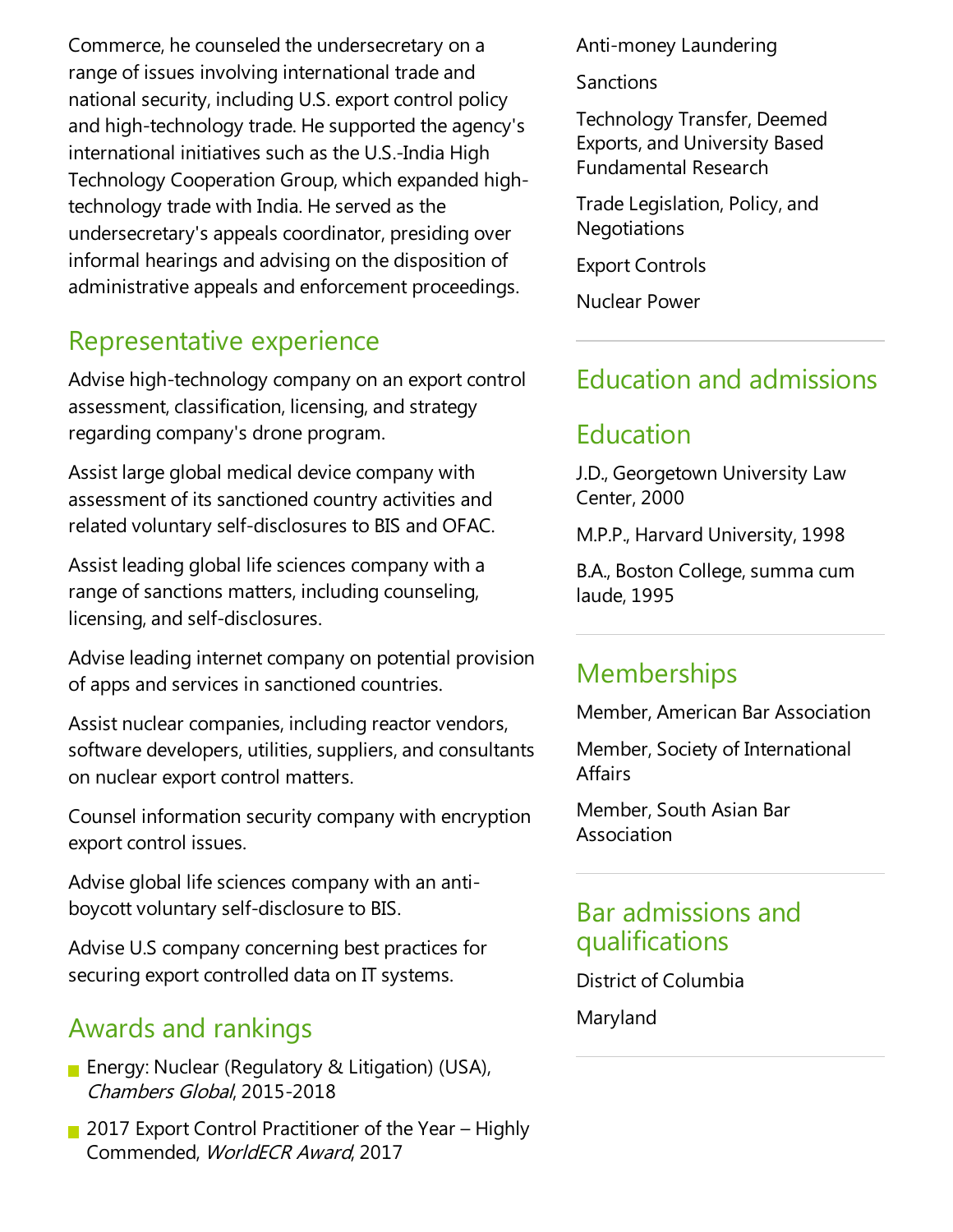Commerce, he counseled the undersecretary on a range of issues involving international trade and national security, including U.S. export control policy and high-technology trade. He supported the agency's international initiatives such as the U.S.-India High Technology Cooperation Group, which expanded high-technology trade with India. He served as the undersecretary's appeals coordinator, presiding over informal hearings and advising on the disposition of administrative appeals and enforcement proceedings.

## Representative experience

Advise high-technology company on an export control assessment, classification, licensing, and strategy regarding company's drone program.

Assist large global medical device company with assessment of its sanctioned country activities and related voluntary self-disclosures to BIS and OFAC.

Assist leading global life sciences company with a range of sanctions matters, including counseling, licensing, and self-disclosures.

Advise leading internet company on potential provision of apps and services in sanctioned countries.

Assist nuclear companies, including reactor vendors, software developers, utilities, suppliers, and consultants on nuclear export control matters.

Counsel information security company with encryption export control issues.

Advise global life sciences company with an anti-boycott voluntary self-disclosure to BIS.

Advise U.S company concerning best practices for securing export controlled data on IT systems.

## Awards and rankings

- Energy: Nuclear (Regulatory & Litigation) (USA), *Chambers Global*, 2015-2018
- 2017 Export Control Practitioner of the Year – Highly Commended, *WorldECR Award*, 2017

Anti-money Laundering

Sanctions

Technology Transfer, Deemed Exports, and University Based Fundamental Research

Trade Legislation, Policy, and Negotiations

Export Controls

Nuclear Power

## Education and admissions

## Education

J.D., Georgetown University Law Center, 2000

M.P.P., Harvard University, 1998

B.A., Boston College, summa cum laude, 1995

## Memberships

Member, American Bar Association

Member, Society of International Affairs

Member, South Asian Bar Association

## Bar admissions and qualifications

District of Columbia

Maryland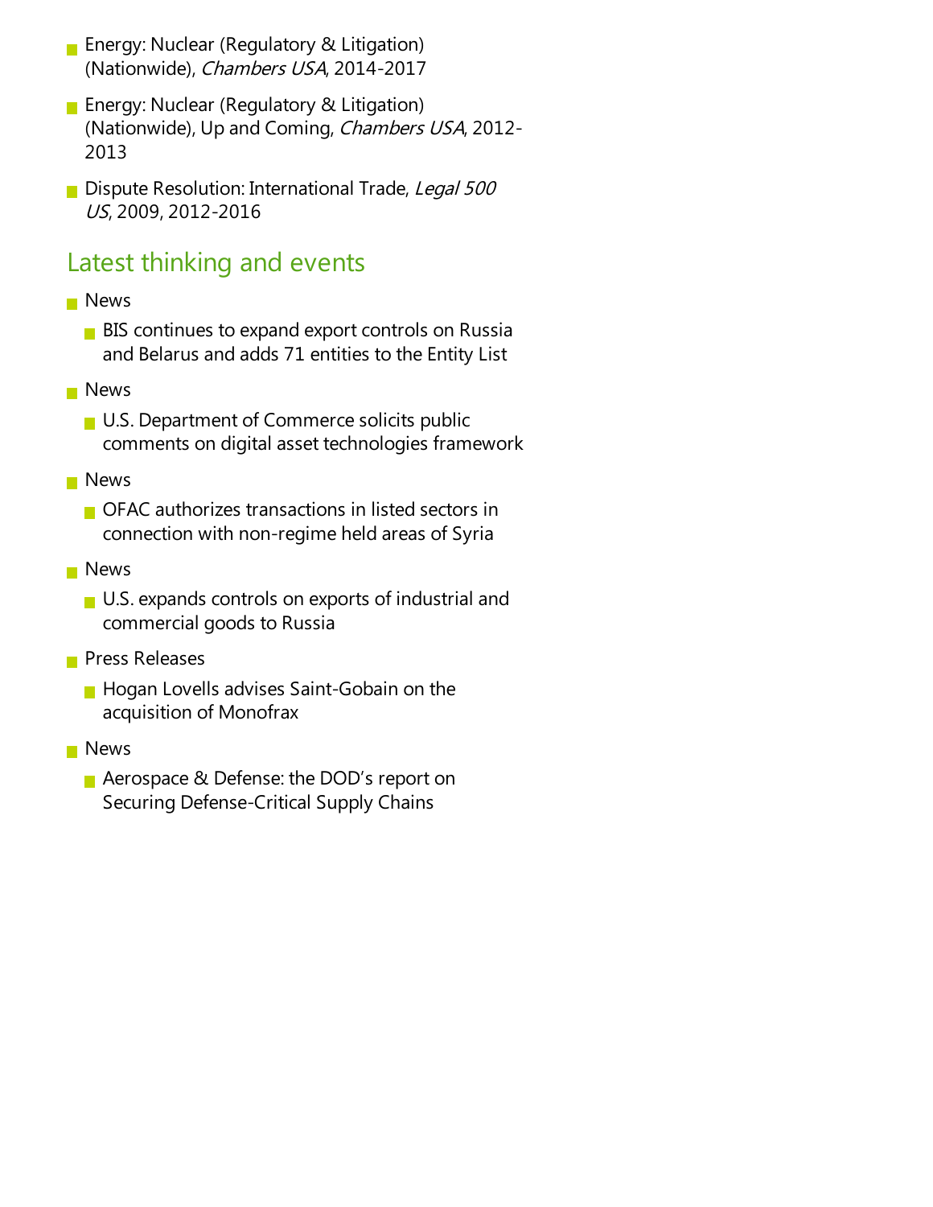- Energy: Nuclear (Regulatory & Litigation) (Nationwide), *Chambers USA*, 2014-2017
- Energy: Nuclear (Regulatory & Litigation) (Nationwide), Up and Coming, *Chambers USA*, 2012-2013
- Dispute Resolution: International Trade, *Legal 500 US*, 2009, 2012-2016

## Latest thinking and events

- News
  - BIS continues to expand export controls on Russia and Belarus and adds 71 entities to the Entity List
- News
  - U.S. Department of Commerce solicits public comments on digital asset technologies framework
- News
  - OFAC authorizes transactions in listed sectors in connection with non-regime held areas of Syria
- News
  - U.S. expands controls on exports of industrial and commercial goods to Russia
- Press Releases
  - Hogan Lovells advises Saint-Gobain on the acquisition of Monofrax
- News
  - Aerospace & Defense: the DOD's report on Securing Defense-Critical Supply Chains